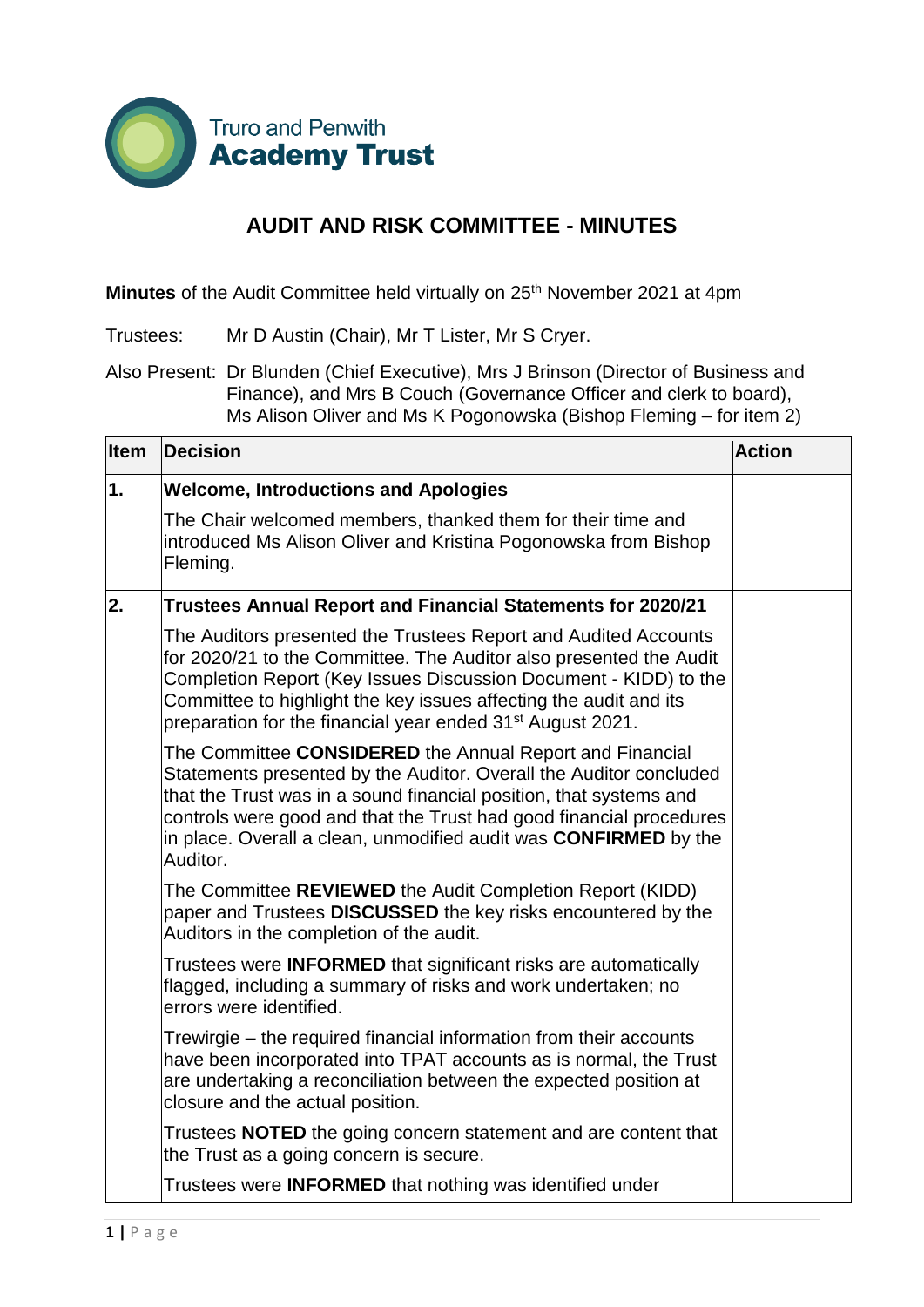Truro and Penwith **Academy Trust**

# AUDIT AND RISK COMMITTEE - MINUTES

**Minutes** of the Audit Committee held virtually on 25th November 2021 at 4pm

Trustees: Mr D Austin (Chair), Mr T Lister, Mr S Cryer.

Also Present: Dr Blunden (Chief Executive), Mrs J Brinson (Director of Business and Finance), and Mrs B Couch (Governance Officer and clerk to board), Ms Alison Oliver and Ms K Pogonowska (Bishop Fleming – for item 2)

| Item | Decision | Action |
|---|---|---|
| 1. | **Welcome, Introductions and Apologies**<br>The Chair welcomed members, thanked them for their time and introduced Ms Alison Oliver and Kristina Pogonowska from Bishop Fleming. | |
| 2. | **Trustees Annual Report and Financial Statements for 2020/21**<br>The Auditors presented the Trustees Report and Audited Accounts for 2020/21 to the Committee. The Auditor also presented the Audit Completion Report (Key Issues Discussion Document - KIDD) to the Committee to highlight the key issues affecting the audit and its preparation for the financial year ended 31st August 2021.<br>The Committee **CONSIDERED** the Annual Report and Financial Statements presented by the Auditor. Overall the Auditor concluded that the Trust was in a sound financial position, that systems and controls were good and that the Trust had good financial procedures in place. Overall a clean, unmodified audit was **CONFIRMED** by the Auditor.<br>The Committee **REVIEWED** the Audit Completion Report (KIDD) paper and Trustees **DISCUSSED** the key risks encountered by the Auditors in the completion of the audit.<br>Trustees were **INFORMED** that significant risks are automatically flagged, including a summary of risks and work undertaken; no errors were identified.<br>Trewirgie – the required financial information from their accounts have been incorporated into TPAT accounts as is normal, the Trust are undertaking a reconciliation between the expected position at closure and the actual position.<br>Trustees **NOTED** the going concern statement and are content that the Trust as a going concern is secure.<br>Trustees were **INFORMED** that nothing was identified under | |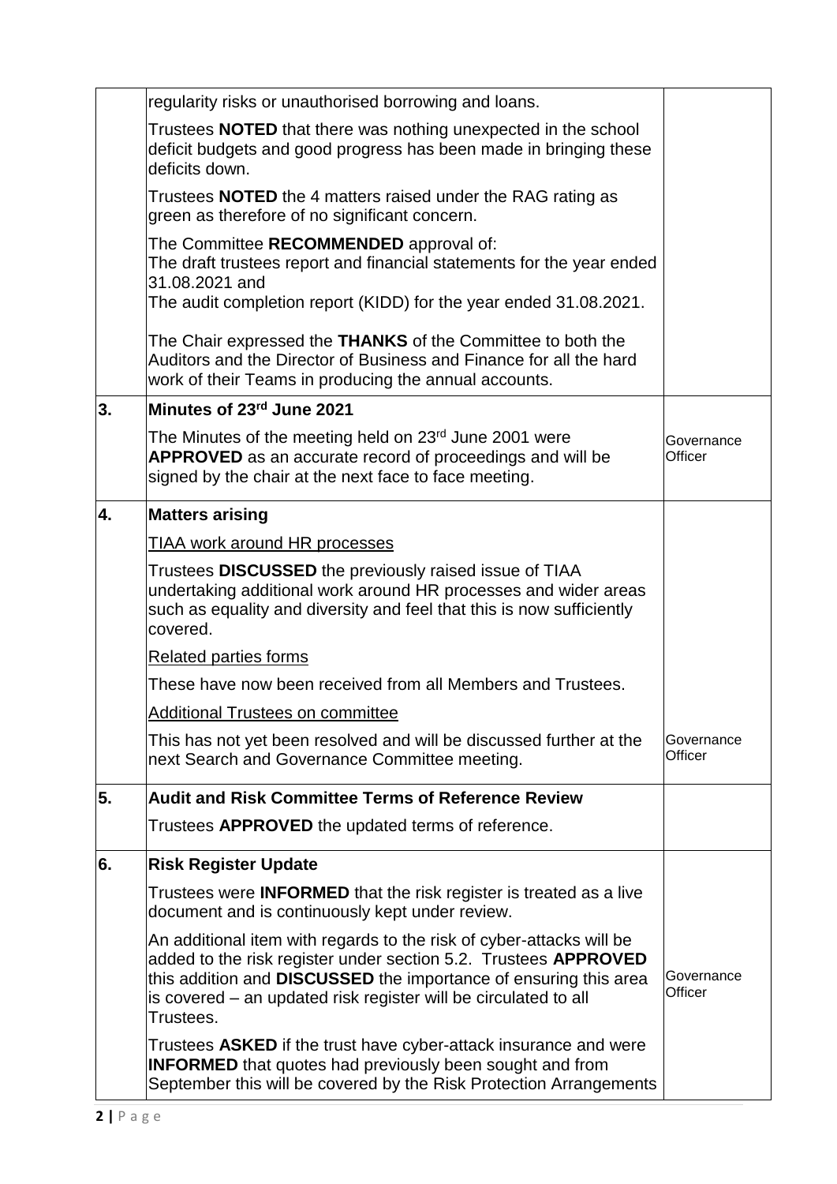| | | |
|---|---|---|
| | regularity risks or unauthorised borrowing and loans.<br><br>Trustees **NOTED** that there was nothing unexpected in the school deficit budgets and good progress has been made in bringing these deficits down.<br><br>Trustees **NOTED** the 4 matters raised under the RAG rating as green as therefore of no significant concern.<br><br>The Committee **RECOMMENDED** approval of:<br>The draft trustees report and financial statements for the year ended 31.08.2021 and<br>The audit completion report (KIDD) for the year ended 31.08.2021.<br><br>The Chair expressed the **THANKS** of the Committee to both the Auditors and the Director of Business and Finance for all the hard work of their Teams in producing the annual accounts. | |
| **3.** | **Minutes of 23rd June 2021**<br><br>The Minutes of the meeting held on 23rd June 2001 were **APPROVED** as an accurate record of proceedings and will be signed by the chair at the next face to face meeting. | Governance Officer |
| **4.** | **Matters arising**<br><br>TIAA work around HR processes<br><br>Trustees **DISCUSSED** the previously raised issue of TIAA undertaking additional work around HR processes and wider areas such as equality and diversity and feel that this is now sufficiently covered.<br><br>Related parties forms<br><br>These have now been received from all Members and Trustees.<br><br>Additional Trustees on committee<br><br>This has not yet been resolved and will be discussed further at the next Search and Governance Committee meeting. | Governance Officer |
| **5.** | **Audit and Risk Committee Terms of Reference Review**<br><br>Trustees **APPROVED** the updated terms of reference. | |
| **6.** | **Risk Register Update**<br><br>Trustees were **INFORMED** that the risk register is treated as a live document and is continuously kept under review.<br><br>An additional item with regards to the risk of cyber-attacks will be added to the risk register under section 5.2. Trustees **APPROVED** this addition and **DISCUSSED** the importance of ensuring this area is covered – an updated risk register will be circulated to all Trustees.<br><br>Trustees **ASKED** if the trust have cyber-attack insurance and were **INFORMED** that quotes had previously been sought and from September this will be covered by the Risk Protection Arrangements | Governance Officer |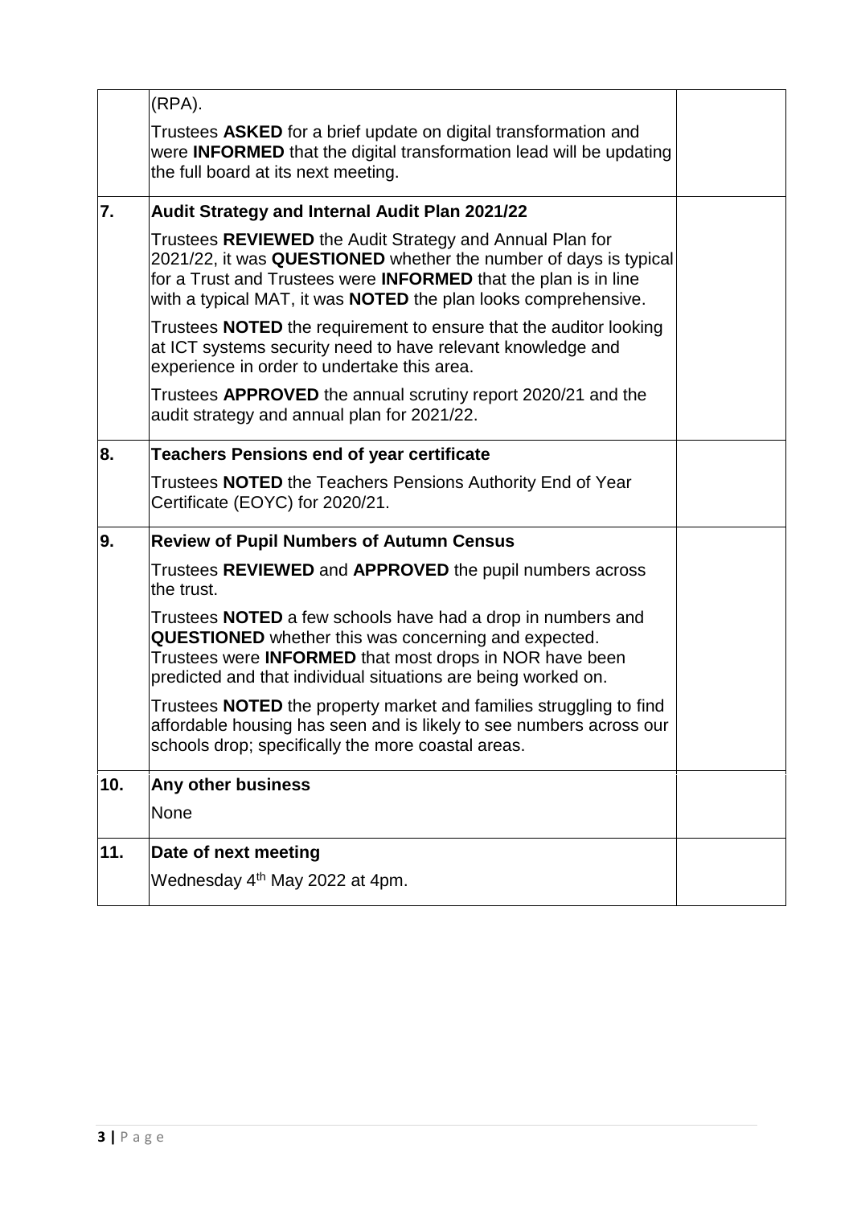| | | |
|---|---|---|
| | (RPA).<br><br>Trustees **ASKED** for a brief update on digital transformation and were **INFORMED** that the digital transformation lead will be updating the full board at its next meeting. | |
| **7.** | **Audit Strategy and Internal Audit Plan 2021/22**<br><br>Trustees **REVIEWED** the Audit Strategy and Annual Plan for 2021/22, it was **QUESTIONED** whether the number of days is typical for a Trust and Trustees were **INFORMED** that the plan is in line with a typical MAT, it was **NOTED** the plan looks comprehensive.<br><br>Trustees **NOTED** the requirement to ensure that the auditor looking at ICT systems security need to have relevant knowledge and experience in order to undertake this area.<br><br>Trustees **APPROVED** the annual scrutiny report 2020/21 and the audit strategy and annual plan for 2021/22. | |
| **8.** | **Teachers Pensions end of year certificate**<br><br>Trustees **NOTED** the Teachers Pensions Authority End of Year Certificate (EOYC) for 2020/21. | |
| **9.** | **Review of Pupil Numbers of Autumn Census**<br><br>Trustees **REVIEWED** and **APPROVED** the pupil numbers across the trust.<br><br>Trustees **NOTED** a few schools have had a drop in numbers and **QUESTIONED** whether this was concerning and expected. Trustees were **INFORMED** that most drops in NOR have been predicted and that individual situations are being worked on.<br><br>Trustees **NOTED** the property market and families struggling to find affordable housing has seen and is likely to see numbers across our schools drop; specifically the more coastal areas. | |
| **10.** | **Any other business**<br><br>None | |
| **11.** | **Date of next meeting**<br><br>Wednesday 4th May 2022 at 4pm. | |